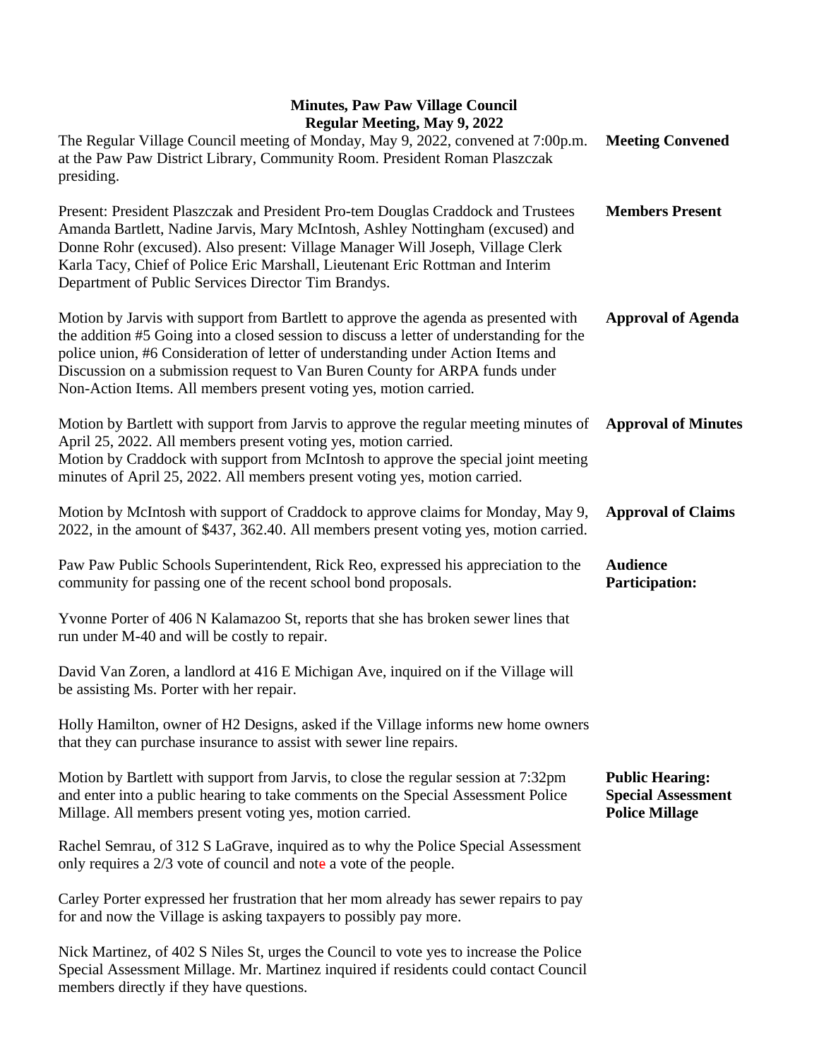**Minutes, Paw Paw Village Council**
**Regular Meeting, May 9, 2022**

**Meeting Convened**

The Regular Village Council meeting of Monday, May 9, 2022, convened at 7:00p.m. at the Paw Paw District Library, Community Room. President Roman Plaszczak presiding.

**Members Present**

Present: President Plaszczak and President Pro-tem Douglas Craddock and Trustees Amanda Bartlett, Nadine Jarvis, Mary McIntosh, Ashley Nottingham (excused) and Donne Rohr (excused). Also present: Village Manager Will Joseph, Village Clerk Karla Tacy, Chief of Police Eric Marshall, Lieutenant Eric Rottman and Interim Department of Public Services Director Tim Brandys.

**Approval of Agenda**

Motion by Jarvis with support from Bartlett to approve the agenda as presented with the addition #5 Going into a closed session to discuss a letter of understanding for the police union, #6 Consideration of letter of understanding under Action Items and Discussion on a submission request to Van Buren County for ARPA funds under Non-Action Items. All members present voting yes, motion carried.

**Approval of Minutes**

Motion by Bartlett with support from Jarvis to approve the regular meeting minutes of April 25, 2022. All members present voting yes, motion carried.
Motion by Craddock with support from McIntosh to approve the special joint meeting minutes of April 25, 2022. All members present voting yes, motion carried.

**Approval of Claims**

Motion by McIntosh with support of Craddock to approve claims for Monday, May 9, 2022, in the amount of $437, 362.40. All members present voting yes, motion carried.

**Audience Participation:**

Paw Paw Public Schools Superintendent, Rick Reo, expressed his appreciation to the community for passing one of the recent school bond proposals.

Yvonne Porter of 406 N Kalamazoo St, reports that she has broken sewer lines that run under M-40 and will be costly to repair.

David Van Zoren, a landlord at 416 E Michigan Ave, inquired on if the Village will be assisting Ms. Porter with her repair.

Holly Hamilton, owner of H2 Designs, asked if the Village informs new home owners that they can purchase insurance to assist with sewer line repairs.

**Public Hearing: Special Assessment Police Millage**

Motion by Bartlett with support from Jarvis, to close the regular session at 7:32pm and enter into a public hearing to take comments on the Special Assessment Police Millage. All members present voting yes, motion carried.

Rachel Semrau, of 312 S LaGrave, inquired as to why the Police Special Assessment only requires a 2/3 vote of council and note a vote of the people.

Carley Porter expressed her frustration that her mom already has sewer repairs to pay for and now the Village is asking taxpayers to possibly pay more.

Nick Martinez, of 402 S Niles St, urges the Council to vote yes to increase the Police Special Assessment Millage. Mr. Martinez inquired if residents could contact Council members directly if they have questions.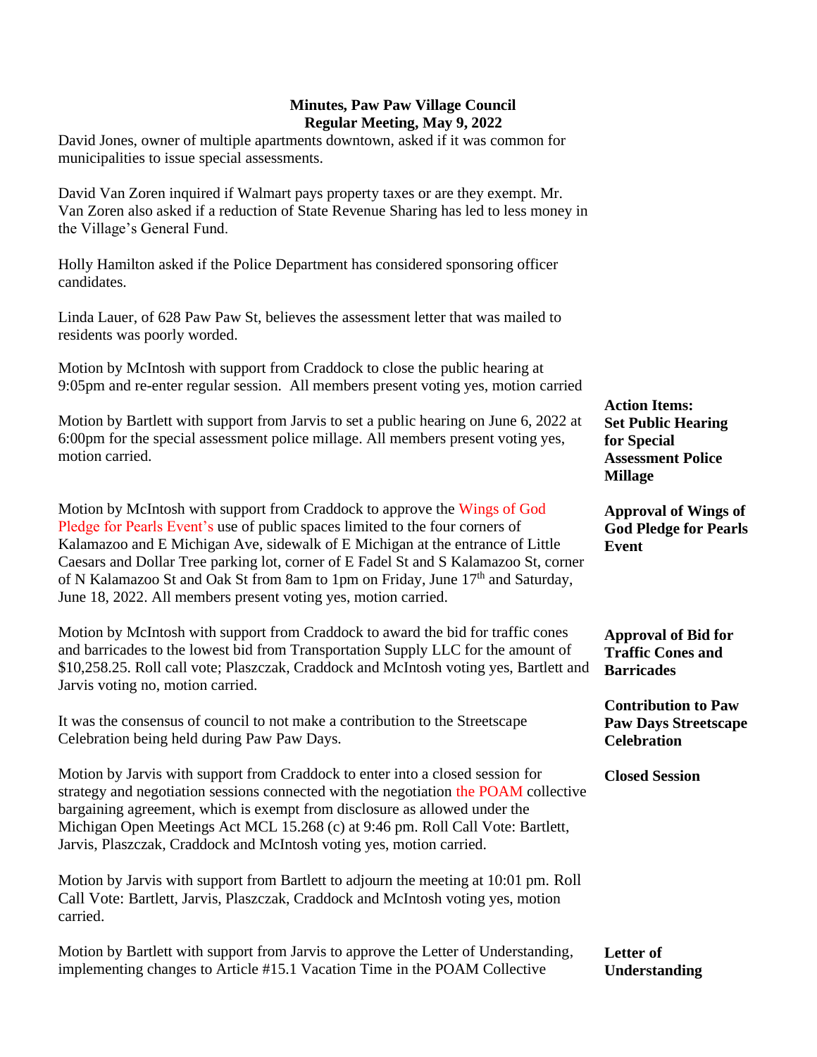**Minutes, Paw Paw Village Council**
**Regular Meeting, May 9, 2022**

David Jones, owner of multiple apartments downtown, asked if it was common for municipalities to issue special assessments.

David Van Zoren inquired if Walmart pays property taxes or are they exempt. Mr. Van Zoren also asked if a reduction of State Revenue Sharing has led to less money in the Village's General Fund.

Holly Hamilton asked if the Police Department has considered sponsoring officer candidates.

Linda Lauer, of 628 Paw Paw St, believes the assessment letter that was mailed to residents was poorly worded.

Motion by McIntosh with support from Craddock to close the public hearing at 9:05pm and re-enter regular session. All members present voting yes, motion carried

**Action Items: Set Public Hearing for Special Assessment Police Millage**

Motion by Bartlett with support from Jarvis to set a public hearing on June 6, 2022 at 6:00pm for the special assessment police millage. All members present voting yes, motion carried.

**Approval of Wings of God Pledge for Pearls Event**

Motion by McIntosh with support from Craddock to approve the Wings of God Pledge for Pearls Event's use of public spaces limited to the four corners of Kalamazoo and E Michigan Ave, sidewalk of E Michigan at the entrance of Little Caesars and Dollar Tree parking lot, corner of E Fadel St and S Kalamazoo St, corner of N Kalamazoo St and Oak St from 8am to 1pm on Friday, June 17th and Saturday, June 18, 2022. All members present voting yes, motion carried.

**Approval of Bid for Traffic Cones and Barricades**

Motion by McIntosh with support from Craddock to award the bid for traffic cones and barricades to the lowest bid from Transportation Supply LLC for the amount of $10,258.25. Roll call vote; Plaszczak, Craddock and McIntosh voting yes, Bartlett and Jarvis voting no, motion carried.

**Contribution to Paw Paw Days Streetscape Celebration**

It was the consensus of council to not make a contribution to the Streetscape Celebration being held during Paw Paw Days.

**Closed Session**

Motion by Jarvis with support from Craddock to enter into a closed session for strategy and negotiation sessions connected with the negotiation the POAM collective bargaining agreement, which is exempt from disclosure as allowed under the Michigan Open Meetings Act MCL 15.268 (c) at 9:46 pm. Roll Call Vote: Bartlett, Jarvis, Plaszczak, Craddock and McIntosh voting yes, motion carried.

Motion by Jarvis with support from Bartlett to adjourn the meeting at 10:01 pm. Roll Call Vote: Bartlett, Jarvis, Plaszczak, Craddock and McIntosh voting yes, motion carried.

**Letter of Understanding**

Motion by Bartlett with support from Jarvis to approve the Letter of Understanding, implementing changes to Article #15.1 Vacation Time in the POAM Collective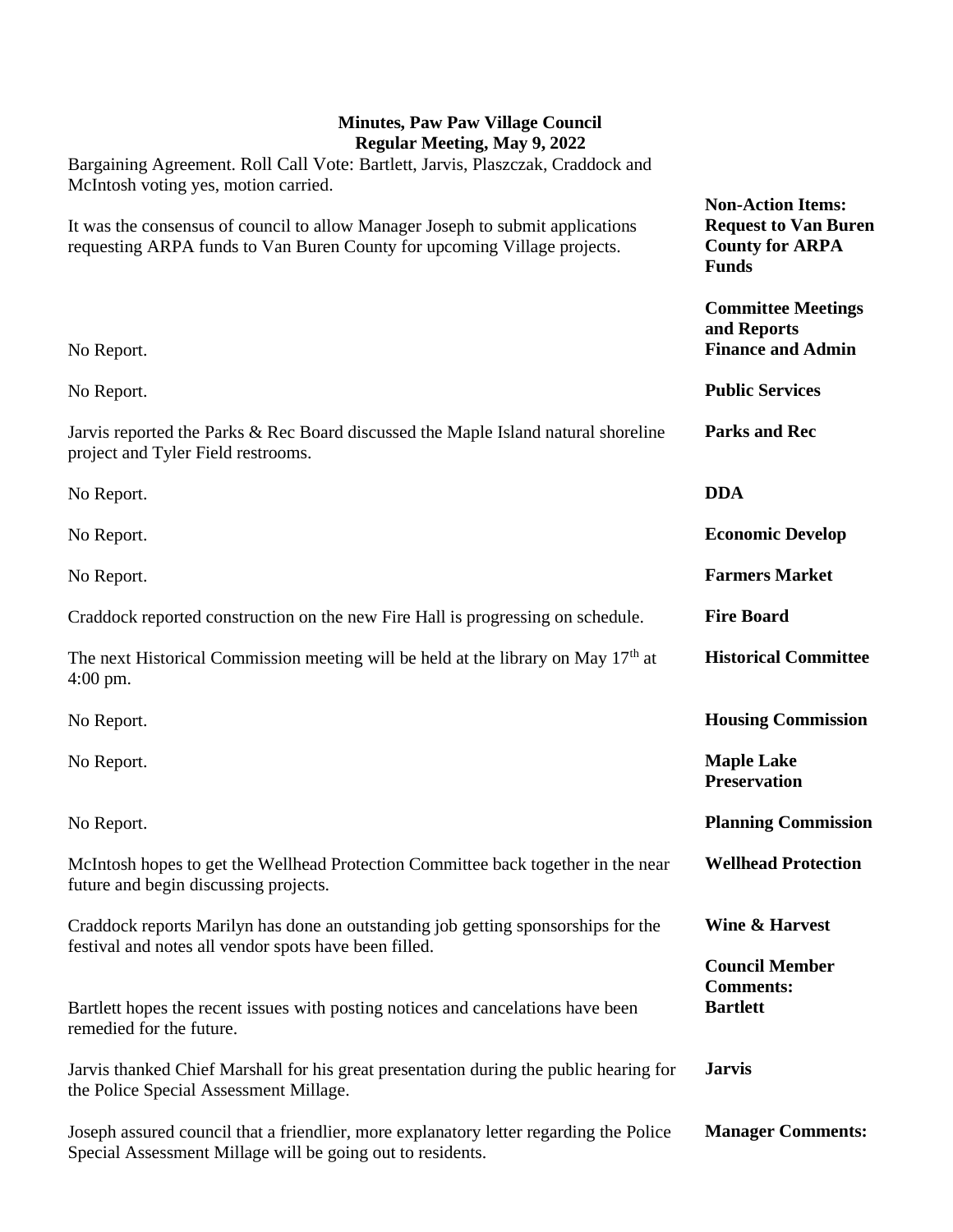**Minutes, Paw Paw Village Council**
**Regular Meeting, May 9, 2022**

Bargaining Agreement. Roll Call Vote: Bartlett, Jarvis, Plaszczak, Craddock and McIntosh voting yes, motion carried.

**Non-Action Items: Request to Van Buren County for ARPA Funds**

It was the consensus of council to allow Manager Joseph to submit applications requesting ARPA funds to Van Buren County for upcoming Village projects.

**Committee Meetings and Reports**

**Finance and Admin**

No Report.

**Public Services**

No Report.

**Parks and Rec**

Jarvis reported the Parks & Rec Board discussed the Maple Island natural shoreline project and Tyler Field restrooms.

**DDA**

No Report.

**Economic Develop**

No Report.

**Farmers Market**

No Report.

**Fire Board**

Craddock reported construction on the new Fire Hall is progressing on schedule.

**Historical Committee**

The next Historical Commission meeting will be held at the library on May 17th at 4:00 pm.

**Housing Commission**

No Report.

**Maple Lake Preservation**

No Report.

**Planning Commission**

No Report.

**Wellhead Protection**

McIntosh hopes to get the Wellhead Protection Committee back together in the near future and begin discussing projects.

**Wine & Harvest**

Craddock reports Marilyn has done an outstanding job getting sponsorships for the festival and notes all vendor spots have been filled.

**Council Member Comments:**

**Bartlett**

Bartlett hopes the recent issues with posting notices and cancelations have been remedied for the future.

**Jarvis**

Jarvis thanked Chief Marshall for his great presentation during the public hearing for the Police Special Assessment Millage.

**Manager Comments:**

Joseph assured council that a friendlier, more explanatory letter regarding the Police Special Assessment Millage will be going out to residents.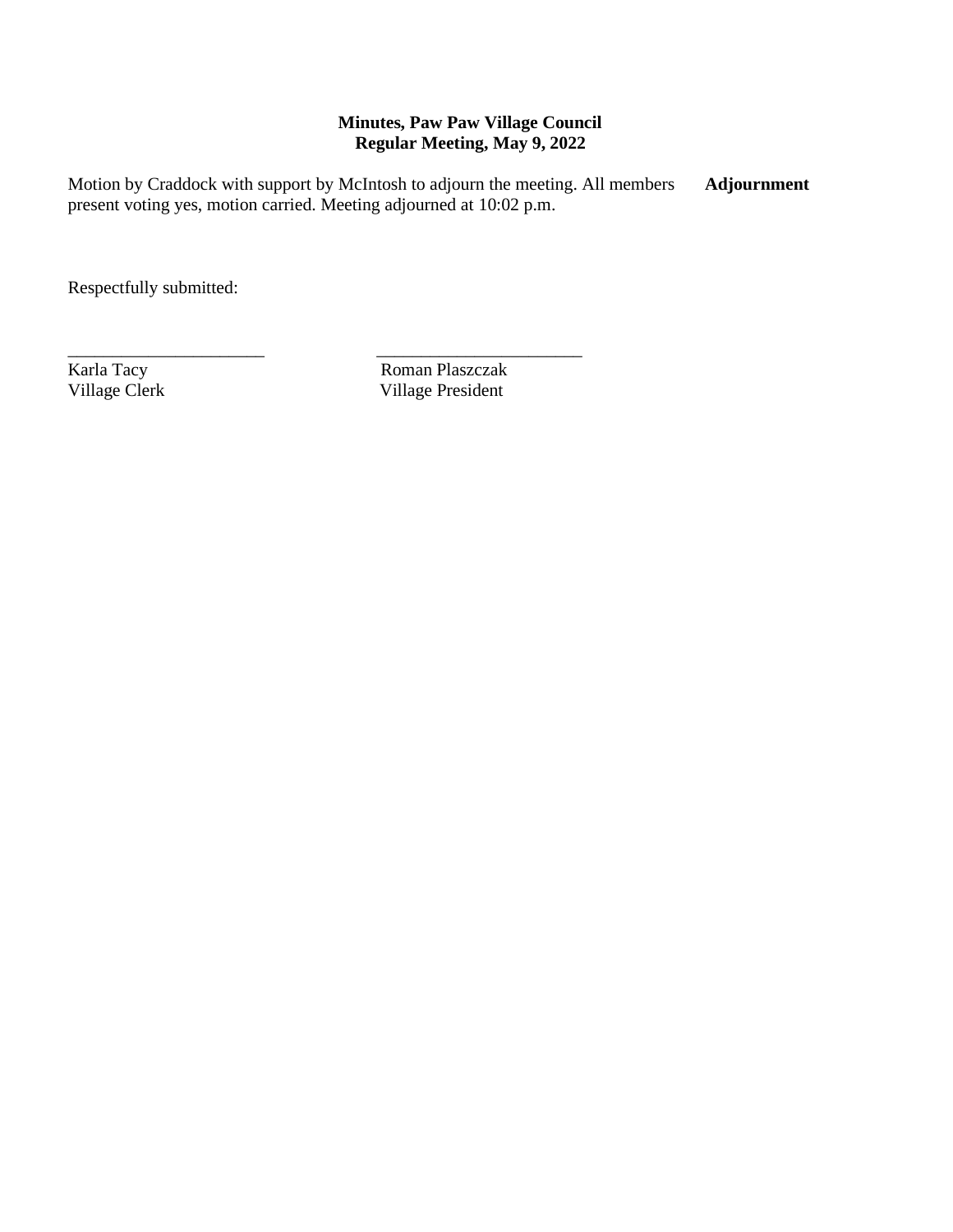**Minutes, Paw Paw Village Council**
**Regular Meeting, May 9, 2022**

Motion by Craddock with support by McIntosh to adjourn the meeting. All members present voting yes, motion carried. Meeting adjourned at 10:02 p.m. **Adjournment**

Respectfully submitted:

| | |
|---|---|
| _______________________ | _______________________ |
| Karla Tacy | Roman Plaszczak |
| Village Clerk | Village President |